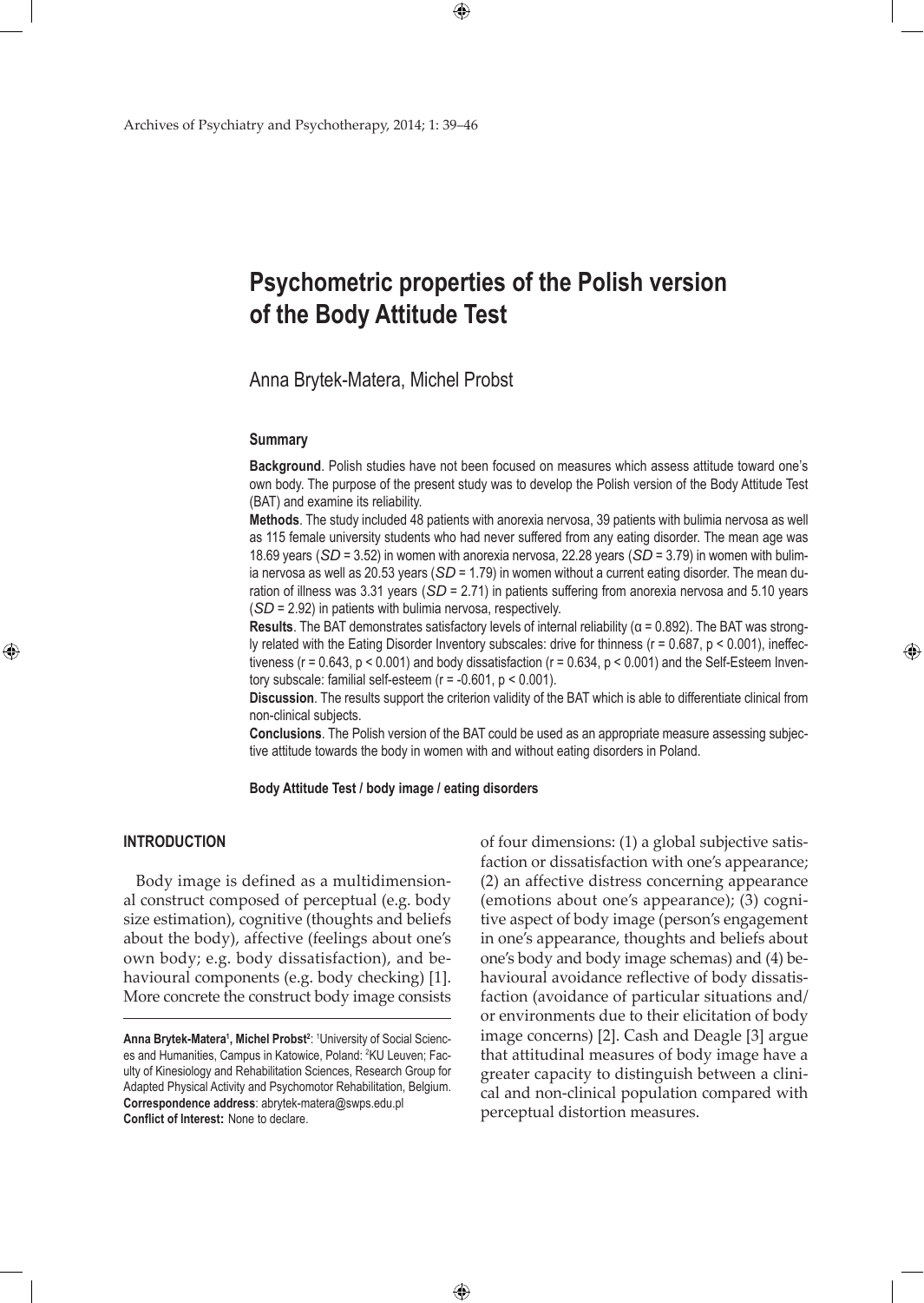# Psychometric properties of the Polish version of the Body Attitude Test

Anna Brytek-Matera, Michel Probst

## Summary

**Background**. Polish studies have not been focused on measures which assess attitude toward one's own body. The purpose of the present study was to develop the Polish version of the Body Attitude Test (BAT) and examine its reliability.

**Methods**. The study included 48 patients with anorexia nervosa, 39 patients with bulimia nervosa as well as 115 female university students who had never suffered from any eating disorder. The mean age was 18.69 years (*SD* = 3.52) in women with anorexia nervosa, 22.28 years (*SD* = 3.79) in women with bulimia nervosa as well as 20.53 years (*SD* = 1.79) in women without a current eating disorder. The mean duration of illness was 3.31 years (*SD* = 2.71) in patients suffering from anorexia nervosa and 5.10 years (*SD* = 2.92) in patients with bulimia nervosa, respectively.

**Results**. The BAT demonstrates satisfactory levels of internal reliability ($\alpha = 0.892$). The BAT was strongly related with the Eating Disorder Inventory subscales: drive for thinness ($r = 0.687$, $p < 0.001$), ineffectiveness ($r = 0.643$, $p < 0.001$) and body dissatisfaction ($r = 0.634$, $p < 0.001$) and the Self-Esteem Inventory subscale: familial self-esteem ($r = -0.601$, $p < 0.001$).

**Discussion**. The results support the criterion validity of the BAT which is able to differentiate clinical from non-clinical subjects.

**Conclusions**. The Polish version of the BAT could be used as an appropriate measure assessing subjective attitude towards the body in women with and without eating disorders in Poland.

**Body Attitude Test / body image / eating disorders**

## INTRODUCTION

Body image is defined as a multidimensional construct composed of perceptual (e.g. body size estimation), cognitive (thoughts and beliefs about the body), affective (feelings about one's own body; e.g. body dissatisfaction), and behavioural components (e.g. body checking) [1]. More concrete the construct body image consists of four dimensions: (1) a global subjective satisfaction or dissatisfaction with one's appearance; (2) an affective distress concerning appearance (emotions about one's appearance); (3) cognitive aspect of body image (person's engagement in one's appearance, thoughts and beliefs about one's body and body image schemas) and (4) behavioural avoidance reflective of body dissatisfaction (avoidance of particular situations and/or environments due to their elicitation of body image concerns) [2]. Cash and Deagle [3] argue that attitudinal measures of body image have a greater capacity to distinguish between a clinical and non-clinical population compared with perceptual distortion measures.

**Anna Brytek-Matera**[1], **Michel Probst**[2]: [1]University of Social Sciences and Humanities, Campus in Katowice, Poland: [2]KU Leuven; Faculty of Kinesiology and Rehabilitation Sciences, Research Group for Adapted Physical Activity and Psychomotor Rehabilitation, Belgium.
**Correspondence address**: abrytek-matera@swps.edu.pl
**Conflict of Interest:** None to declare.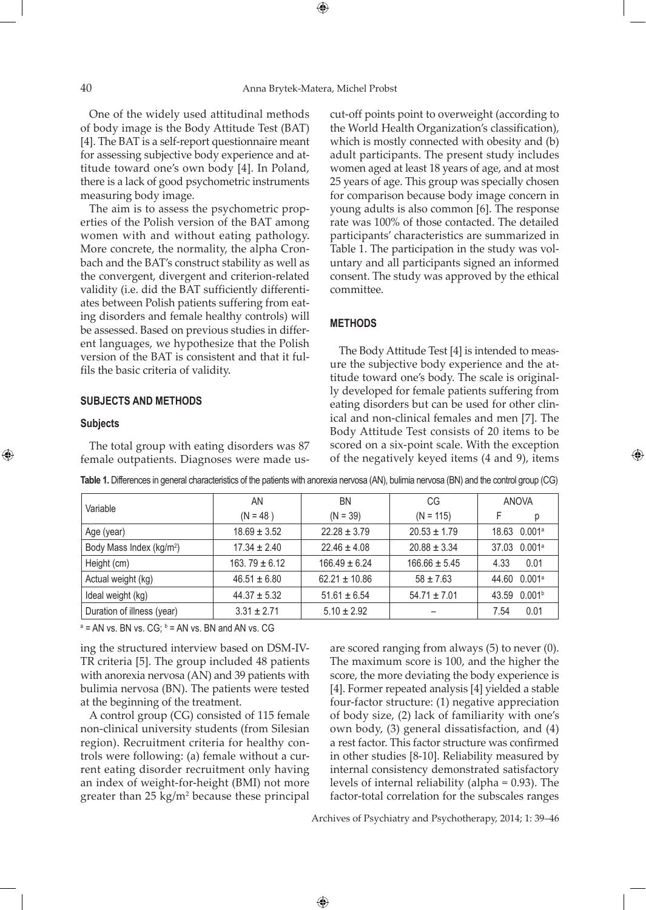One of the widely used attitudinal methods of body image is the Body Attitude Test (BAT) [4]. The BAT is a self-report questionnaire meant for assessing subjective body experience and attitude toward one's own body [4]. In Poland, there is a lack of good psychometric instruments measuring body image.

The aim is to assess the psychometric properties of the Polish version of the BAT among women with and without eating pathology. More concrete, the normality, the alpha Cronbach and the BAT's construct stability as well as the convergent, divergent and criterion-related validity (i.e. did the BAT sufficiently differentiates between Polish patients suffering from eating disorders and female healthy controls) will be assessed. Based on previous studies in different languages, we hypothesize that the Polish version of the BAT is consistent and that it fulfils the basic criteria of validity.

## SUBJECTS AND METHODS

### Subjects

The total group with eating disorders was 87 female outpatients. Diagnoses were made using the structured interview based on DSM-IV-TR criteria [5]. The group included 48 patients with anorexia nervosa (AN) and 39 patients with bulimia nervosa (BN). The patients were tested at the beginning of the treatment.

A control group (CG) consisted of 115 female non-clinical university students (from Silesian region). Recruitment criteria for healthy controls were following: (a) female without a current eating disorder recruitment only having an index of weight-for-height (BMI) not more greater than 25 kg/m$^2$ because these principal cut-off points point to overweight (according to the World Health Organization's classification), which is mostly connected with obesity and (b) adult participants. The present study includes women aged at least 18 years of age, and at most 25 years of age. This group was specially chosen for comparison because body image concern in young adults is also common [6]. The response rate was 100% of those contacted. The detailed participants' characteristics are summarized in Table 1. The participation in the study was voluntary and all participants signed an informed consent. The study was approved by the ethical committee.

**Table 1.** Differences in general characteristics of the patients with anorexia nervosa (AN), bulimia nervosa (BN) and the control group (CG)

| Variable | AN (N = 48 ) | BN (N = 39) | CG (N = 115) | ANOVA F | p |
|---|---|---|---|---|---|
| Age (year) | 18.69 ± 3.52 | 22.28 ± 3.79 | 20.53 ± 1.79 | 18.63 | 0.001[a] |
| Body Mass Index (kg/m$^2$) | 17.34 ± 2.40 | 22.46 ± 4.08 | 20.88 ± 3.34 | 37.03 | 0.001[a] |
| Height (cm) | 163. 79 ± 6.12 | 166.49 ± 6.24 | 166.66 ± 5.45 | 4.33 | 0.01 |
| Actual weight (kg) | 46.51 ± 6.80 | 62.21 ± 10.86 | 58 ± 7.63 | 44.60 | 0.001[a] |
| Ideal weight (kg) | 44.37 ± 5.32 | 51.61 ± 6.54 | 54.71 ± 7.01 | 43.59 | 0.001[b] |
| Duration of illness (year) | 3.31 ± 2.71 | 5.10 ± 2.92 | – | 7.54 | 0.01 |

[a] = AN vs. BN vs. CG; [b] = AN vs. BN and AN vs. CG

## METHODS

The Body Attitude Test [4] is intended to measure the subjective body experience and the attitude toward one's body. The scale is originally developed for female patients suffering from eating disorders but can be used for other clinical and non-clinical females and men [7]. The Body Attitude Test consists of 20 items to be scored on a six-point scale. With the exception of the negatively keyed items (4 and 9), items are scored ranging from always (5) to never (0). The maximum score is 100, and the higher the score, the more deviating the body experience is [4]. Former repeated analysis [4] yielded a stable four-factor structure: (1) negative appreciation of body size, (2) lack of familiarity with one's own body, (3) general dissatisfaction, and (4) a rest factor. This factor structure was confirmed in other studies [8-10]. Reliability measured by internal consistency demonstrated satisfactory levels of internal reliability (alpha = 0.93). The factor-total correlation for the subscales ranges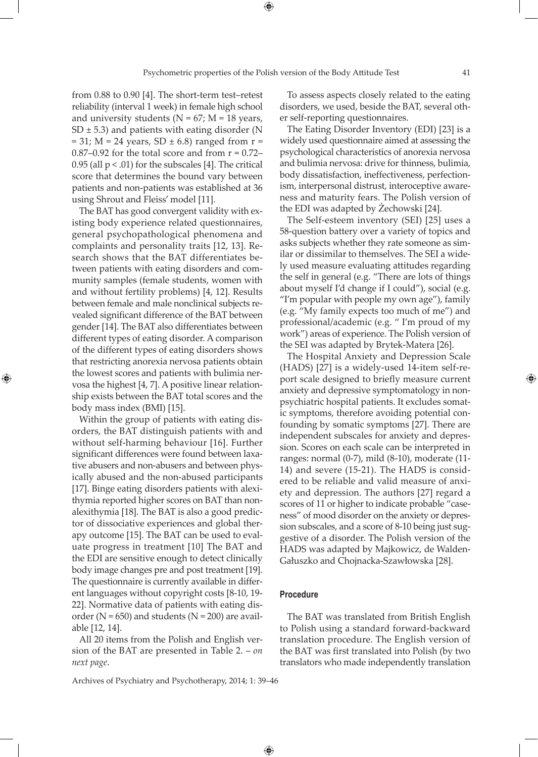from 0.88 to 0.90 [4]. The short-term test–retest reliability (interval 1 week) in female high school and university students ($N = 67$; $M = 18$ years, $SD \pm 5.3$) and patients with eating disorder ($N = 31$; $M = 24$ years, $SD \pm 6.8$) ranged from $r = 0.87$–$0.92$ for the total score and from $r = 0.72$–$0.95$ (all $p < .01$) for the subscales [4]. The critical score that determines the bound vary between patients and non-patients was established at 36 using Shrout and Fleiss' model [11].

The BAT has good convergent validity with existing body experience related questionnaires, general psychopathological phenomena and complaints and personality traits [12, 13]. Research shows that the BAT differentiates between patients with eating disorders and community samples (female students, women with and without fertility problems) [4, 12]. Results between female and male nonclinical subjects revealed significant difference of the BAT between gender [14]. The BAT also differentiates between different types of eating disorder. A comparison of the different types of eating disorders shows that restricting anorexia nervosa patients obtain the lowest scores and patients with bulimia nervosa the highest [4, 7]. A positive linear relationship exists between the BAT total scores and the body mass index (BMI) [15].

Within the group of patients with eating disorders, the BAT distinguish patients with and without self-harming behaviour [16]. Further significant differences were found between laxative abusers and non-abusers and between physically abused and the non-abused participants [17]. Binge eating disorders patients with alexithymia reported higher scores on BAT than nonalexithymia [18]. The BAT is also a good predictor of dissociative experiences and global therapy outcome [15]. The BAT can be used to evaluate progress in treatment [10] The BAT and the EDI are sensitive enough to detect clinically body image changes pre and post treatment [19]. The questionnaire is currently available in different languages without copyright costs [8-10, 19-22]. Normative data of patients with eating disorder ($N = 650$) and students ($N = 200$) are available [12, 14].

All 20 items from the Polish and English version of the BAT are presented in Table 2. – *on next page*.

To assess aspects closely related to the eating disorders, we used, beside the BAT, several other self-reporting questionnaires.

The Eating Disorder Inventory (EDI) [23] is a widely used questionnaire aimed at assessing the psychological characteristics of anorexia nervosa and bulimia nervosa: drive for thinness, bulimia, body dissatisfaction, ineffectiveness, perfectionism, interpersonal distrust, interoceptive awareness and maturity fears. The Polish version of the EDI was adapted by Żechowski [24].

The Self-esteem inventory (SEI) [25] uses a 58-question battery over a variety of topics and asks subjects whether they rate someone as similar or dissimilar to themselves. The SEI a widely used measure evaluating attitudes regarding the self in general (e.g. "There are lots of things about myself I'd change if I could"), social (e.g. "I'm popular with people my own age"), family (e.g. "My family expects too much of me") and professional/academic (e.g. " I'm proud of my work") areas of experience. The Polish version of the SEI was adapted by Brytek-Matera [26].

The Hospital Anxiety and Depression Scale (HADS) [27] is a widely-used 14-item self-report scale designed to briefly measure current anxiety and depressive symptomatology in nonpsychiatric hospital patients. It excludes somatic symptoms, therefore avoiding potential confounding by somatic symptoms [27]. There are independent subscales for anxiety and depression. Scores on each scale can be interpreted in ranges: normal (0-7), mild (8-10), moderate (11-14) and severe (15-21). The HADS is considered to be reliable and valid measure of anxiety and depression. The authors [27] regard a scores of 11 or higher to indicate probable "caseness" of mood disorder on the anxiety or depression subscales, and a score of 8-10 being just suggestive of a disorder. The Polish version of the HADS was adapted by Majkowicz, de Walden-Gałuszko and Chojnacka-Szawłowska [28].

### Procedure

The BAT was translated from British English to Polish using a standard forward-backward translation procedure. The English version of the BAT was first translated into Polish (by two translators who made independently translation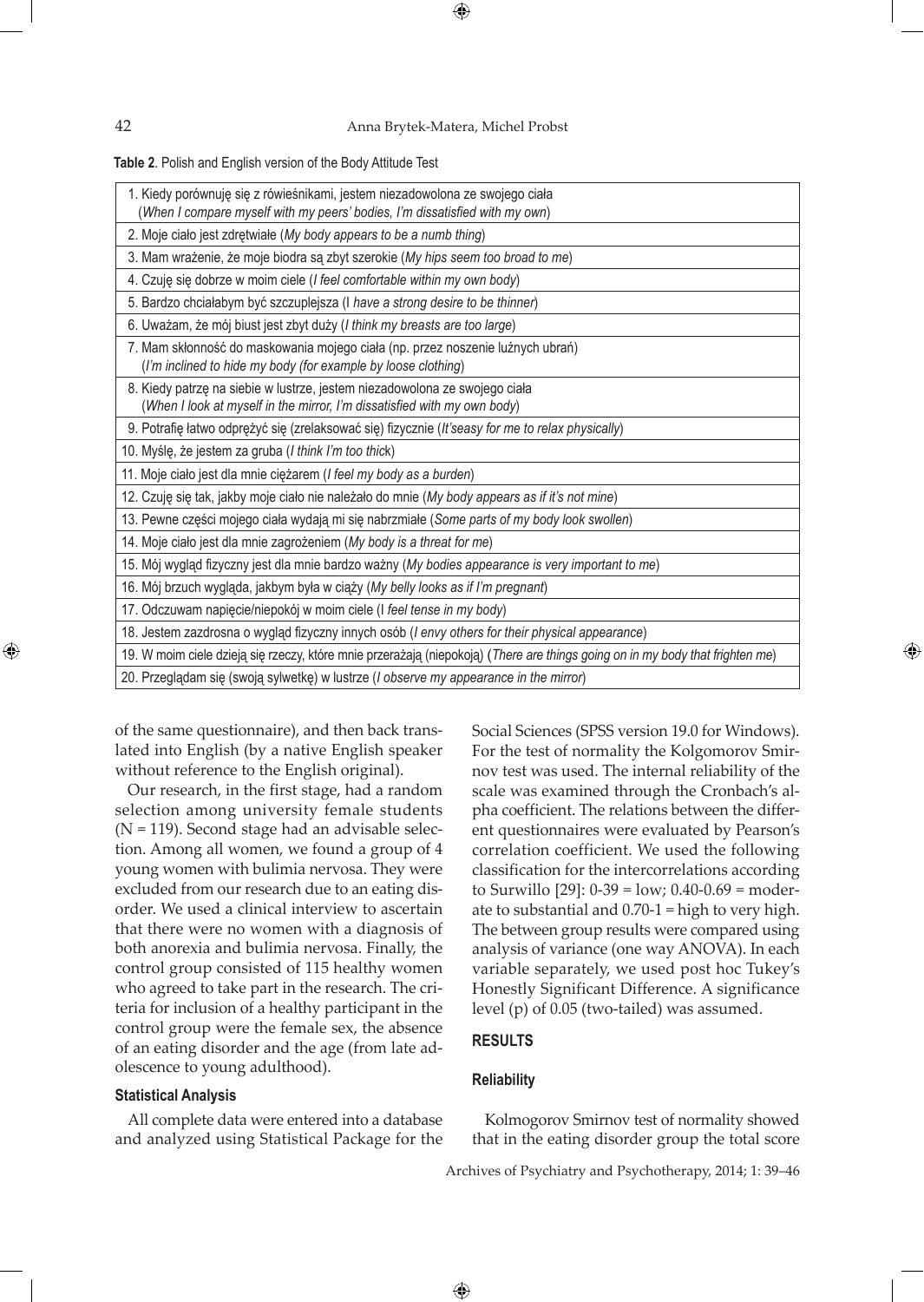**Table 2**. Polish and English version of the Body Attitude Test

| |
|---|
| 1. Kiedy porównuję się z rówieśnikami, jestem niezadowolona ze swojego ciała (*When I compare myself with my peers' bodies, I'm dissatisfied with my own*) |
| 2. Moje ciało jest zdrętwiałe (*My body appears to be a numb thing*) |
| 3. Mam wrażenie, że moje biodra są zbyt szerokie (*My hips seem too broad to me*) |
| 4. Czuję się dobrze w moim ciele (*I feel comfortable within my own body*) |
| 5. Bardzo chciałabym być szczuplejsza (I *have a strong desire to be thinner*) |
| 6. Uważam, że mój biust jest zbyt duży (*I think my breasts are too large*) |
| 7. Mam skłonność do maskowania mojego ciała (np. przez noszenie luźnych ubrań) (*I'm inclined to hide my body (for example by loose clothing)*) |
| 8. Kiedy patrzę na siebie w lustrze, jestem niezadowolona ze swojego ciała (*When I look at myself in the mirror, I'm dissatisfied with my own body*) |
| 9. Potrafię łatwo odprężyć się (zrelaksować się) fizycznie (*It'seasy for me to relax physically*) |
| 10. Myślę, że jestem za gruba (*I think I'm too thick*) |
| 11. Moje ciało jest dla mnie ciężarem (*I feel my body as a burden*) |
| 12. Czuję się tak, jakby moje ciało nie należało do mnie (*My body appears as if it's not mine*) |
| 13. Pewne części mojego ciała wydają mi się nabrzmiałe (*Some parts of my body look swollen*) |
| 14. Moje ciało jest dla mnie zagrożeniem (*My body is a threat for me*) |
| 15. Mój wygląd fizyczny jest dla mnie bardzo ważny (*My bodies appearance is very important to me*) |
| 16. Mój brzuch wygląda, jakbym była w ciąży (*My belly looks as if I'm pregnant*) |
| 17. Odczuwam napięcie/niepokój w moim ciele (I *feel tense in my body*) |
| 18. Jestem zazdrosna o wygląd fizyczny innych osób (*I envy others for their physical appearance*) |
| 19. W moim ciele dzieją się rzeczy, które mnie przerażają (niepokoją) (*There are things going on in my body that frighten me*) |
| 20. Przeglądam się (swoją sylwetkę) w lustrze (*I observe my appearance in the mirror*) |

of the same questionnaire), and then back translated into English (by a native English speaker without reference to the English original).

Our research, in the first stage, had a random selection among university female students (N = 119). Second stage had an advisable selection. Among all women, we found a group of 4 young women with bulimia nervosa. They were excluded from our research due to an eating disorder. We used a clinical interview to ascertain that there were no women with a diagnosis of both anorexia and bulimia nervosa. Finally, the control group consisted of 115 healthy women who agreed to take part in the research. The criteria for inclusion of a healthy participant in the control group were the female sex, the absence of an eating disorder and the age (from late adolescence to young adulthood).

#### Statistical Analysis

All complete data were entered into a database and analyzed using Statistical Package for the Social Sciences (SPSS version 19.0 for Windows). For the test of normality the Kolgomorov Smirnov test was used. The internal reliability of the scale was examined through the Cronbach's alpha coefficient. The relations between the different questionnaires were evaluated by Pearson's correlation coefficient. We used the following classification for the intercorrelations according to Surwillo [29]: 0-39 = low; 0.40-0.69 = moderate to substantial and 0.70-1 = high to very high. The between group results were compared using analysis of variance (one way ANOVA). In each variable separately, we used post hoc Tukey's Honestly Significant Difference. A significance level (p) of 0.05 (two-tailed) was assumed.

## RESULTS

#### Reliability

Kolmogorov Smirnov test of normality showed that in the eating disorder group the total score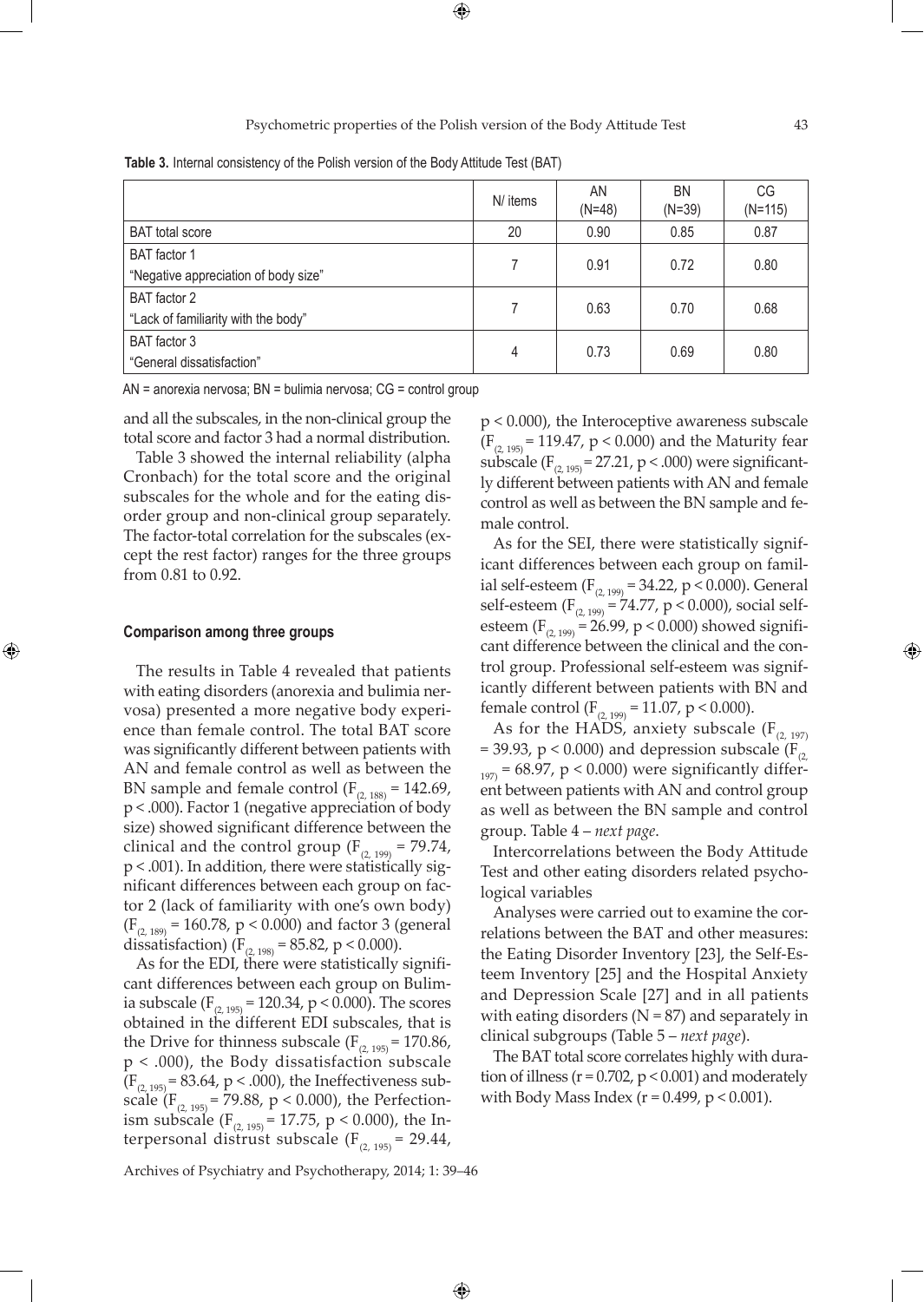**Table 3.** Internal consistency of the Polish version of the Body Attitude Test (BAT)

| | N/ items | AN (N=48) | BN (N=39) | CG (N=115) |
|---|---|---|---|---|
| BAT total score | 20 | 0.90 | 0.85 | 0.87 |
| BAT factor 1 "Negative appreciation of body size" | 7 | 0.91 | 0.72 | 0.80 |
| BAT factor 2 "Lack of familiarity with the body" | 7 | 0.63 | 0.70 | 0.68 |
| BAT factor 3 "General dissatisfaction" | 4 | 0.73 | 0.69 | 0.80 |

AN = anorexia nervosa; BN = bulimia nervosa; CG = control group

and all the subscales, in the non-clinical group the total score and factor 3 had a normal distribution.

Table 3 showed the internal reliability (alpha Cronbach) for the total score and the original subscales for the whole and for the eating disorder group and non-clinical group separately. The factor-total correlation for the subscales (except the rest factor) ranges for the three groups from 0.81 to 0.92.

#### Comparison among three groups

The results in Table 4 revealed that patients with eating disorders (anorexia and bulimia nervosa) presented a more negative body experience than female control. The total BAT score was significantly different between patients with AN and female control as well as between the BN sample and female control ($F_{(2, 188)} = 142.69$, $p < .000$). Factor 1 (negative appreciation of body size) showed significant difference between the clinical and the control group ($F_{(2, 199)} = 79.74$, $p < .001$). In addition, there were statistically significant differences between each group on factor 2 (lack of familiarity with one's own body) ($F_{(2, 189)} = 160.78$, $p < 0.000$) and factor 3 (general dissatisfaction) ($F_{(2, 198)} = 85.82$, $p < 0.000$).

As for the EDI, there were statistically significant differences between each group on Bulimia subscale ($F_{(2, 195)} = 120.34$, $p < 0.000$). The scores obtained in the different EDI subscales, that is the Drive for thinness subscale ($F_{(2, 195)} = 170.86$, $p < .000$), the Body dissatisfaction subscale ($F_{(2, 195)} = 83.64$, $p < .000$), the Ineffectiveness subscale ($F_{(2, 195)} = 79.88$, $p < 0.000$), the Perfectionism subscale ($F_{(2, 195)} = 17.75$, $p < 0.000$), the Interpersonal distrust subscale ($F_{(2, 195)} = 29.44$, $p < 0.000$), the Interoceptive awareness subscale ($F_{(2, 195)} = 119.47$, $p < 0.000$) and the Maturity fear subscale ($F_{(2, 195)} = 27.21$, $p < .000$) were significantly different between patients with AN and female control as well as between the BN sample and female control.

As for the SEI, there were statistically significant differences between each group on familial self-esteem ($F_{(2, 199)} = 34.22$, $p < 0.000$). General self-esteem ($F_{(2, 199)} = 74.77$, $p < 0.000$), social self-esteem ($F_{(2, 199)} = 26.99$, $p < 0.000$) showed significant difference between the clinical and the control group. Professional self-esteem was significantly different between patients with BN and female control ($F_{(2, 199)} = 11.07$, $p < 0.000$).

As for the HADS, anxiety subscale ($F_{(2, 197)} = 39.93$, $p < 0.000$) and depression subscale ($F_{(2, 197)} = 68.97$, $p < 0.000$) were significantly different between patients with AN and control group as well as between the BN sample and control group. Table 4 – *next page*.

Intercorrelations between the Body Attitude Test and other eating disorders related psychological variables

Analyses were carried out to examine the correlations between the BAT and other measures: the Eating Disorder Inventory [23], the Self-Esteem Inventory [25] and the Hospital Anxiety and Depression Scale [27] and in all patients with eating disorders (N = 87) and separately in clinical subgroups (Table 5 – *next page*).

The BAT total score correlates highly with duration of illness ($r = 0.702$, $p < 0.001$) and moderately with Body Mass Index ($r = 0.499$, $p < 0.001$).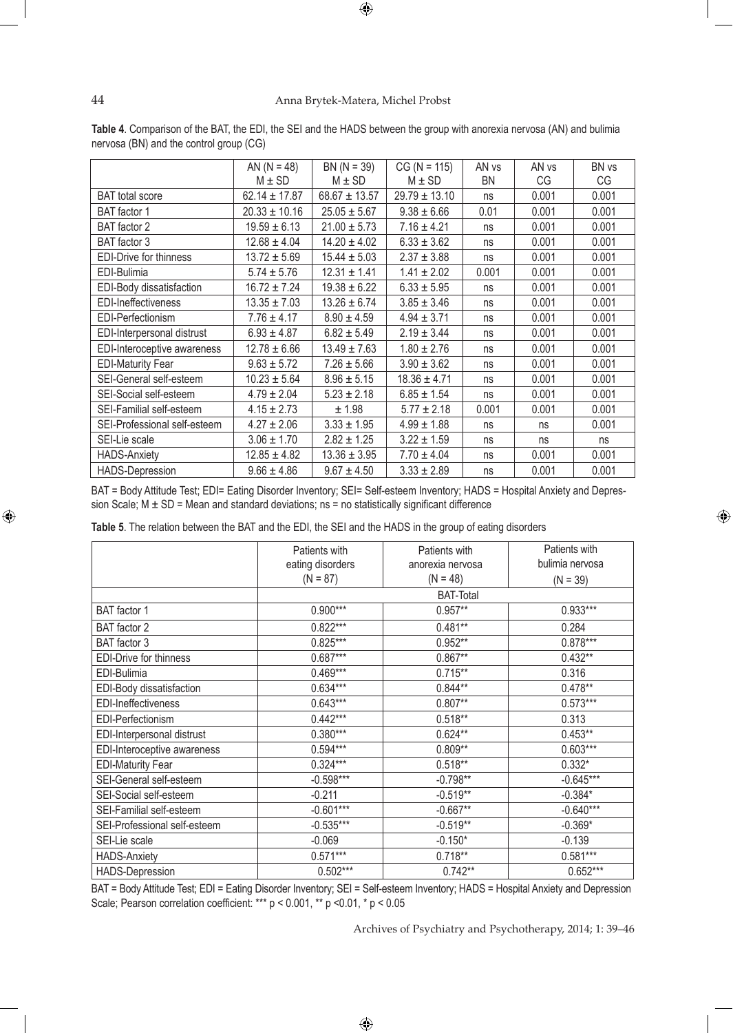**Table 4**. Comparison of the BAT, the EDI, the SEI and the HADS between the group with anorexia nervosa (AN) and bulimia nervosa (BN) and the control group (CG)

| | AN (N = 48) M ± SD | BN (N = 39) M ± SD | CG (N = 115) M ± SD | AN vs BN | AN vs CG | BN vs CG |
|---|---|---|---|---|---|---|
| BAT total score | 62.14 ± 17.87 | 68.67 ± 13.57 | 29.79 ± 13.10 | ns | 0.001 | 0.001 |
| BAT factor 1 | 20.33 ± 10.16 | 25.05 ± 5.67 | 9.38 ± 6.66 | 0.01 | 0.001 | 0.001 |
| BAT factor 2 | 19.59 ± 6.13 | 21.00 ± 5.73 | 7.16 ± 4.21 | ns | 0.001 | 0.001 |
| BAT factor 3 | 12.68 ± 4.04 | 14.20 ± 4.02 | 6.33 ± 3.62 | ns | 0.001 | 0.001 |
| EDI-Drive for thinness | 13.72 ± 5.69 | 15.44 ± 5.03 | 2.37 ± 3.88 | ns | 0.001 | 0.001 |
| EDI-Bulimia | 5.74 ± 5.76 | 12.31 ± 1.41 | 1.41 ± 2.02 | 0.001 | 0.001 | 0.001 |
| EDI-Body dissatisfaction | 16.72 ± 7.24 | 19.38 ± 6.22 | 6.33 ± 5.95 | ns | 0.001 | 0.001 |
| EDI-Ineffectiveness | 13.35 ± 7.03 | 13.26 ± 6.74 | 3.85 ± 3.46 | ns | 0.001 | 0.001 |
| EDI-Perfectionism | 7.76 ± 4.17 | 8.90 ± 4.59 | 4.94 ± 3.71 | ns | 0.001 | 0.001 |
| EDI-Interpersonal distrust | 6.93 ± 4.87 | 6.82 ± 5.49 | 2.19 ± 3.44 | ns | 0.001 | 0.001 |
| EDI-Interoceptive awareness | 12.78 ± 6.66 | 13.49 ± 7.63 | 1.80 ± 2.76 | ns | 0.001 | 0.001 |
| EDI-Maturity Fear | 9.63 ± 5.72 | 7.26 ± 5.66 | 3.90 ± 3.62 | ns | 0.001 | 0.001 |
| SEI-General self-esteem | 10.23 ± 5.64 | 8.96 ± 5.15 | 18.36 ± 4.71 | ns | 0.001 | 0.001 |
| SEI-Social self-esteem | 4.79 ± 2.04 | 5.23 ± 2.18 | 6.85 ± 1.54 | ns | 0.001 | 0.001 |
| SEI-Familial self-esteem | 4.15 ± 2.73 | ± 1.98 | 5.77 ± 2.18 | 0.001 | 0.001 | 0.001 |
| SEI-Professional self-esteem | 4.27 ± 2.06 | 3.33 ± 1.95 | 4.99 ± 1.88 | ns | ns | 0.001 |
| SEI-Lie scale | 3.06 ± 1.70 | 2.82 ± 1.25 | 3.22 ± 1.59 | ns | ns | ns |
| HADS-Anxiety | 12.85 ± 4.82 | 13.36 ± 3.95 | 7.70 ± 4.04 | ns | 0.001 | 0.001 |
| HADS-Depression | 9.66 ± 4.86 | 9.67 ± 4.50 | 3.33 ± 2.89 | ns | 0.001 | 0.001 |

BAT = Body Attitude Test; EDI= Eating Disorder Inventory; SEI= Self-esteem Inventory; HADS = Hospital Anxiety and Depression Scale; M ± SD = Mean and standard deviations; ns = no statistically significant difference

**Table 5**. The relation between the BAT and the EDI, the SEI and the HADS in the group of eating disorders

| | Patients with eating disorders (N = 87) | Patients with anorexia nervosa (N = 48) | Patients with bulimia nervosa (N = 39) |
|---|---|---|---|
| | BAT-Total | | |
| BAT factor 1 | 0.900*** | 0.957** | 0.933*** |
| BAT factor 2 | 0.822*** | 0.481** | 0.284 |
| BAT factor 3 | 0.825*** | 0.952** | 0.878*** |
| EDI-Drive for thinness | 0.687*** | 0.867** | 0.432** |
| EDI-Bulimia | 0.469*** | 0.715** | 0.316 |
| EDI-Body dissatisfaction | 0.634*** | 0.844** | 0.478** |
| EDI-Ineffectiveness | 0.643*** | 0.807** | 0.573*** |
| EDI-Perfectionism | 0.442*** | 0.518** | 0.313 |
| EDI-Interpersonal distrust | 0.380*** | 0.624** | 0.453** |
| EDI-Interoceptive awareness | 0.594*** | 0.809** | 0.603*** |
| EDI-Maturity Fear | 0.324*** | 0.518** | 0.332* |
| SEI-General self-esteem | -0.598*** | -0.798** | -0.645*** |
| SEI-Social self-esteem | -0.211 | -0.519** | -0.384* |
| SEI-Familial self-esteem | -0.601*** | -0.667** | -0.640*** |
| SEI-Professional self-esteem | -0.535*** | -0.519** | -0.369* |
| SEI-Lie scale | -0.069 | -0.150* | -0.139 |
| HADS-Anxiety | 0.571*** | 0.718** | 0.581*** |
| HADS-Depression | 0.502*** | 0.742** | 0.652*** |

BAT = Body Attitude Test; EDI = Eating Disorder Inventory; SEI = Self-esteem Inventory; HADS = Hospital Anxiety and Depression Scale; Pearson correlation coefficient: *** $p < 0.001$, ** $p < 0.01$, * $p < 0.05$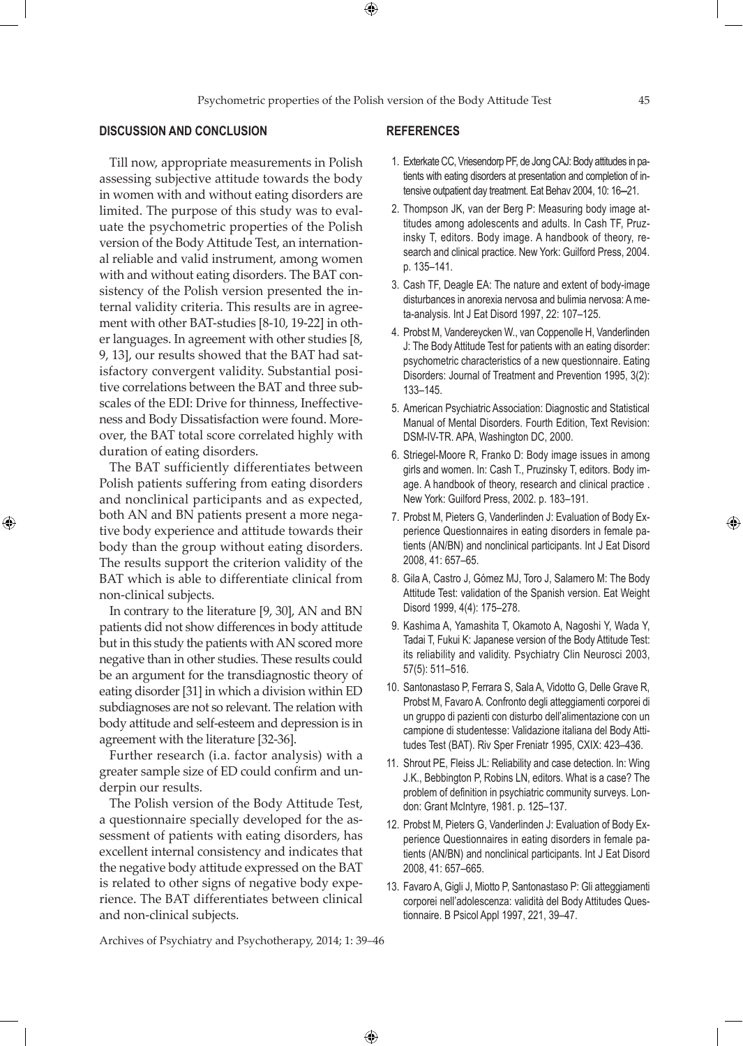## DISCUSSION AND CONCLUSION

Till now, appropriate measurements in Polish assessing subjective attitude towards the body in women with and without eating disorders are limited. The purpose of this study was to evaluate the psychometric properties of the Polish version of the Body Attitude Test, an international reliable and valid instrument, among women with and without eating disorders. The BAT consistency of the Polish version presented the internal validity criteria. This results are in agreement with other BAT-studies [8-10, 19-22] in other languages. In agreement with other studies [8, 9, 13], our results showed that the BAT had satisfactory convergent validity. Substantial positive correlations between the BAT and three subscales of the EDI: Drive for thinness, Ineffectiveness and Body Dissatisfaction were found. Moreover, the BAT total score correlated highly with duration of eating disorders.

The BAT sufficiently differentiates between Polish patients suffering from eating disorders and nonclinical participants and as expected, both AN and BN patients present a more negative body experience and attitude towards their body than the group without eating disorders. The results support the criterion validity of the BAT which is able to differentiate clinical from non-clinical subjects.

In contrary to the literature [9, 30], AN and BN patients did not show differences in body attitude but in this study the patients with AN scored more negative than in other studies. These results could be an argument for the transdiagnostic theory of eating disorder [31] in which a division within ED subdiagnoses are not so relevant. The relation with body attitude and self-esteem and depression is in agreement with the literature [32-36].

Further research (i.a. factor analysis) with a greater sample size of ED could confirm and underpin our results.

The Polish version of the Body Attitude Test, a questionnaire specially developed for the assessment of patients with eating disorders, has excellent internal consistency and indicates that the negative body attitude expressed on the BAT is related to other signs of negative body experience. The BAT differentiates between clinical and non-clinical subjects.

## REFERENCES

1. Exterkate CC, Vriesendorp PF, de Jong CAJ: Body attitudes in patients with eating disorders at presentation and completion of intensive outpatient day treatment. Eat Behav 2004, 10: 16–21.
2. Thompson JK, van der Berg P: Measuring body image attitudes among adolescents and adults. In Cash TF, Pruzinsky T, editors. Body image. A handbook of theory, research and clinical practice. New York: Guilford Press, 2004. p. 135–141.
3. Cash TF, Deagle EA: The nature and extent of body-image disturbances in anorexia nervosa and bulimia nervosa: A meta-analysis. Int J Eat Disord 1997, 22: 107–125.
4. Probst M, Vandereycken W., van Coppenolle H, Vanderlinden J: The Body Attitude Test for patients with an eating disorder: psychometric characteristics of a new questionnaire. Eating Disorders: Journal of Treatment and Prevention 1995, 3(2): 133–145.
5. American Psychiatric Association: Diagnostic and Statistical Manual of Mental Disorders. Fourth Edition, Text Revision: DSM-IV-TR. APA, Washington DC, 2000.
6. Striegel-Moore R, Franko D: Body image issues in among girls and women. In: Cash T., Pruzinsky T, editors. Body image. A handbook of theory, research and clinical practice . New York: Guilford Press, 2002. p. 183–191.
7. Probst M, Pieters G, Vanderlinden J: Evaluation of Body Experience Questionnaires in eating disorders in female patients (AN/BN) and nonclinical participants. Int J Eat Disord 2008, 41: 657–65.
8. Gila A, Castro J, Gómez MJ, Toro J, Salamero M: The Body Attitude Test: validation of the Spanish version. Eat Weight Disord 1999, 4(4): 175–278.
9. Kashima A, Yamashita T, Okamoto A, Nagoshi Y, Wada Y, Tadai T, Fukui K: Japanese version of the Body Attitude Test: its reliability and validity. Psychiatry Clin Neurosci 2003, 57(5): 511–516.
10. Santonastaso P, Ferrara S, Sala A, Vidotto G, Delle Grave R, Probst M, Favaro A. Confronto degli atteggiamenti corporei di un gruppo di pazienti con disturbo dell'alimentazione con un campione di studentesse: Validazione italiana del Body Attitudes Test (BAT). Riv Sper Freniatr 1995, CXIX: 423–436.
11. Shrout PE, Fleiss JL: Reliability and case detection. In: Wing J.K., Bebbington P, Robins LN, editors. What is a case? The problem of definition in psychiatric community surveys. London: Grant McIntyre, 1981. p. 125–137.
12. Probst M, Pieters G, Vanderlinden J: Evaluation of Body Experience Questionnaires in eating disorders in female patients (AN/BN) and nonclinical participants. Int J Eat Disord 2008, 41: 657–665.
13. Favaro A, Gigli J, Miotto P, Santonastaso P: Gli atteggiamenti corporei nell'adolescenza: validità del Body Attitudes Questionnaire. B Psicol Appl 1997, 221, 39–47.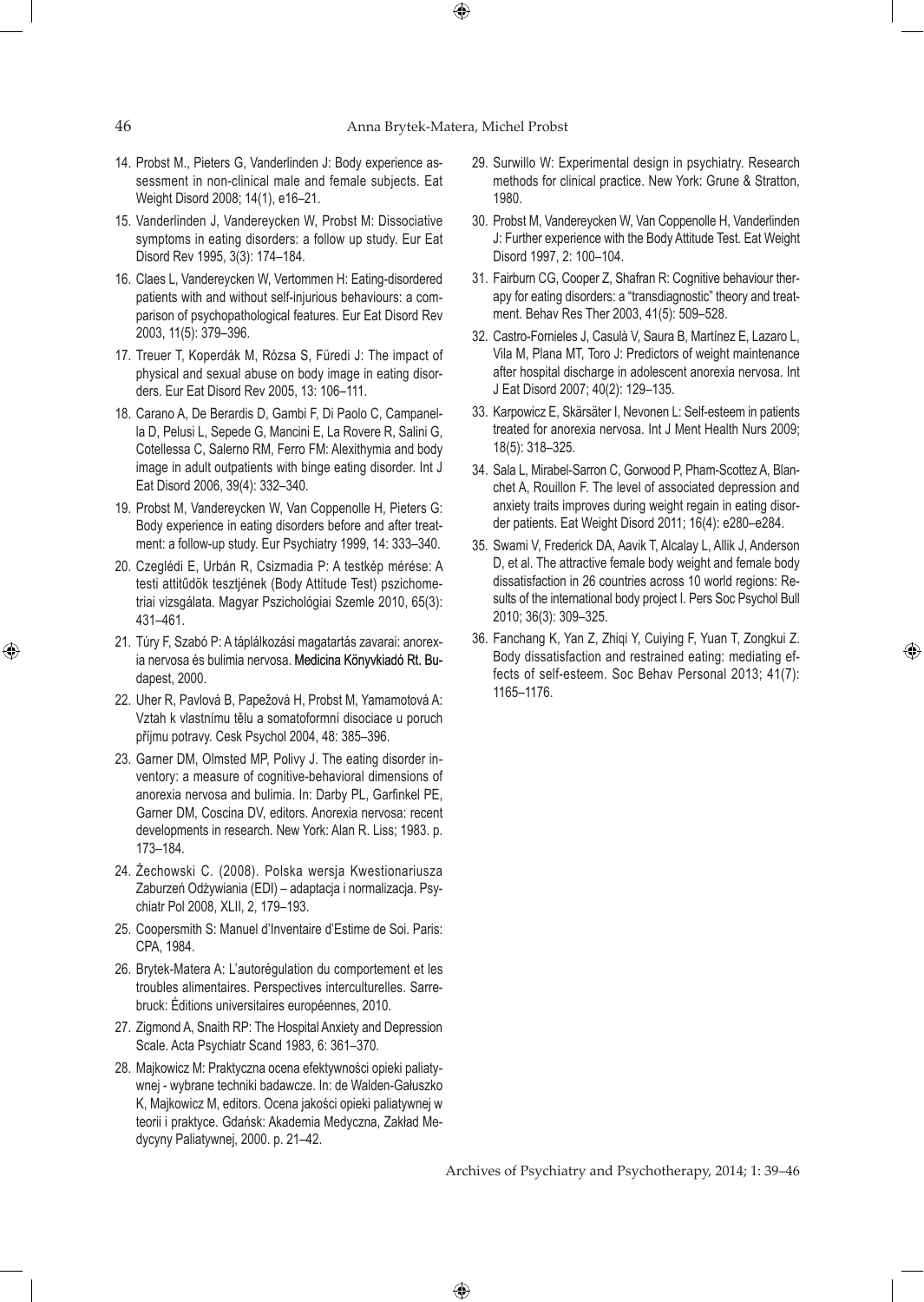14. Probst M., Pieters G, Vanderlinden J: Body experience assessment in non-clinical male and female subjects. Eat Weight Disord 2008; 14(1), e16–21.
15. Vanderlinden J, Vandereycken W, Probst M: Dissociative symptoms in eating disorders: a follow up study. Eur Eat Disord Rev 1995, 3(3): 174–184.
16. Claes L, Vandereycken W, Vertommen H: Eating-disordered patients with and without self-injurious behaviours: a comparison of psychopathological features. Eur Eat Disord Rev 2003, 11(5): 379–396.
17. Treuer T, Koperdák M, Rózsa S, Füredi J: The impact of physical and sexual abuse on body image in eating disorders. Eur Eat Disord Rev 2005, 13: 106–111.
18. Carano A, De Berardis D, Gambi F, Di Paolo C, Campanella D, Pelusi L, Sepede G, Mancini E, La Rovere R, Salini G, Cotellessa C, Salerno RM, Ferro FM: Alexithymia and body image in adult outpatients with binge eating disorder. Int J Eat Disord 2006, 39(4): 332–340.
19. Probst M, Vandereycken W, Van Coppenolle H, Pieters G: Body experience in eating disorders before and after treatment: a follow-up study. Eur Psychiatry 1999, 14: 333–340.
20. Czeglédi E, Urbán R, Csizmadia P: A testkép mérése: A testi attitűdök tesztjének (Body Attitude Test) pszichometriai vizsgálata. Magyar Pszichológiai Szemle 2010, 65(3): 431–461.
21. Túry F, Szabó P: A táplálkozási magatartás zavarai: anorexia nervosa és bulimia nervosa. Medicina Könyvkiadó Rt. Budapest, 2000.
22. Uher R, Pavlová B, Papežová H, Probst M, Yamamotová A: Vztah k vlastnímu tělu a somatoformní disociace u poruch příjmu potravy. Cesk Psychol 2004, 48: 385–396.
23. Garner DM, Olmsted MP, Polivy J. The eating disorder inventory: a measure of cognitive-behavioral dimensions of anorexia nervosa and bulimia. In: Darby PL, Garfinkel PE, Garner DM, Coscina DV, editors. Anorexia nervosa: recent developments in research. New York: Alan R. Liss; 1983. p. 173–184.
24. Żechowski C. (2008). Polska wersja Kwestionariusza Zaburzeń Odżywiania (EDI) – adaptacja i normalizacja. Psychiatr Pol 2008, XLII, 2, 179–193.
25. Coopersmith S: Manuel d'Inventaire d'Estime de Soi. Paris: CPA, 1984.
26. Brytek-Matera A: L'autorégulation du comportement et les troubles alimentaires. Perspectives interculturelles. Sarrebruck: Éditions universitaires européennes, 2010.
27. Zigmond A, Snaith RP: The Hospital Anxiety and Depression Scale. Acta Psychiatr Scand 1983, 6: 361–370.
28. Majkowicz M: Praktyczna ocena efektywności opieki paliatywnej - wybrane techniki badawcze. In: de Walden-Gałuszko K, Majkowicz M, editors. Ocena jakości opieki paliatywnej w teorii i praktyce. Gdańsk: Akademia Medyczna, Zakład Medycyny Paliatywnej, 2000. p. 21–42.
29. Surwillo W: Experimental design in psychiatry. Research methods for clinical practice. New York: Grune & Stratton, 1980.
30. Probst M, Vandereycken W, Van Coppenolle H, Vanderlinden J: Further experience with the Body Attitude Test. Eat Weight Disord 1997, 2: 100–104.
31. Fairburn CG, Cooper Z, Shafran R: Cognitive behaviour therapy for eating disorders: a "transdiagnostic" theory and treatment. Behav Res Ther 2003, 41(5): 509–528.
32. Castro-Fornieles J, Casulà V, Saura B, Martínez E, Lazaro L, Vila M, Plana MT, Toro J: Predictors of weight maintenance after hospital discharge in adolescent anorexia nervosa. Int J Eat Disord 2007; 40(2): 129–135.
33. Karpowicz E, Skärsäter I, Nevonen L: Self-esteem in patients treated for anorexia nervosa. Int J Ment Health Nurs 2009; 18(5): 318–325.
34. Sala L, Mirabel-Sarron C, Gorwood P, Pham-Scottez A, Blanchet A, Rouillon F. The level of associated depression and anxiety traits improves during weight regain in eating disorder patients. Eat Weight Disord 2011; 16(4): e280–e284.
35. Swami V, Frederick DA, Aavik T, Alcalay L, Allik J, Anderson D, et al. The attractive female body weight and female body dissatisfaction in 26 countries across 10 world regions: Results of the international body project I. Pers Soc Psychol Bull 2010; 36(3): 309–325.
36. Fanchang K, Yan Z, Zhiqi Y, Cuiying F, Yuan T, Zongkui Z. Body dissatisfaction and restrained eating: mediating effects of self-esteem. Soc Behav Personal 2013; 41(7): 1165–1176.